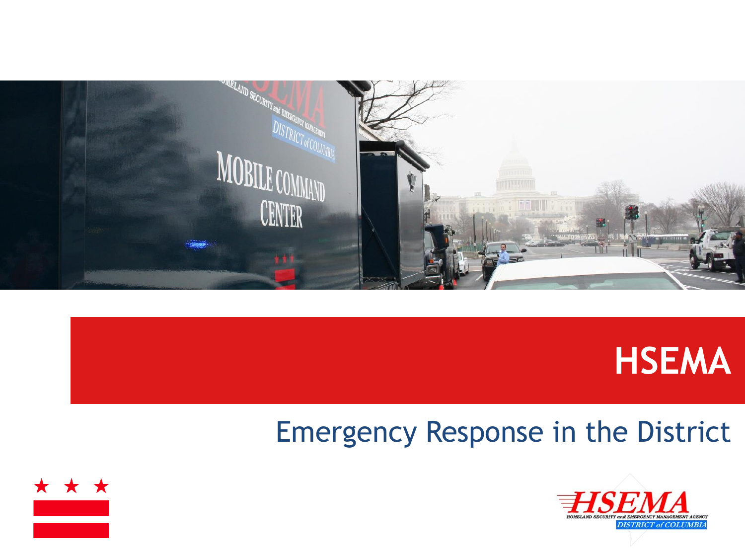# HSEMA

## Emergency Response in the District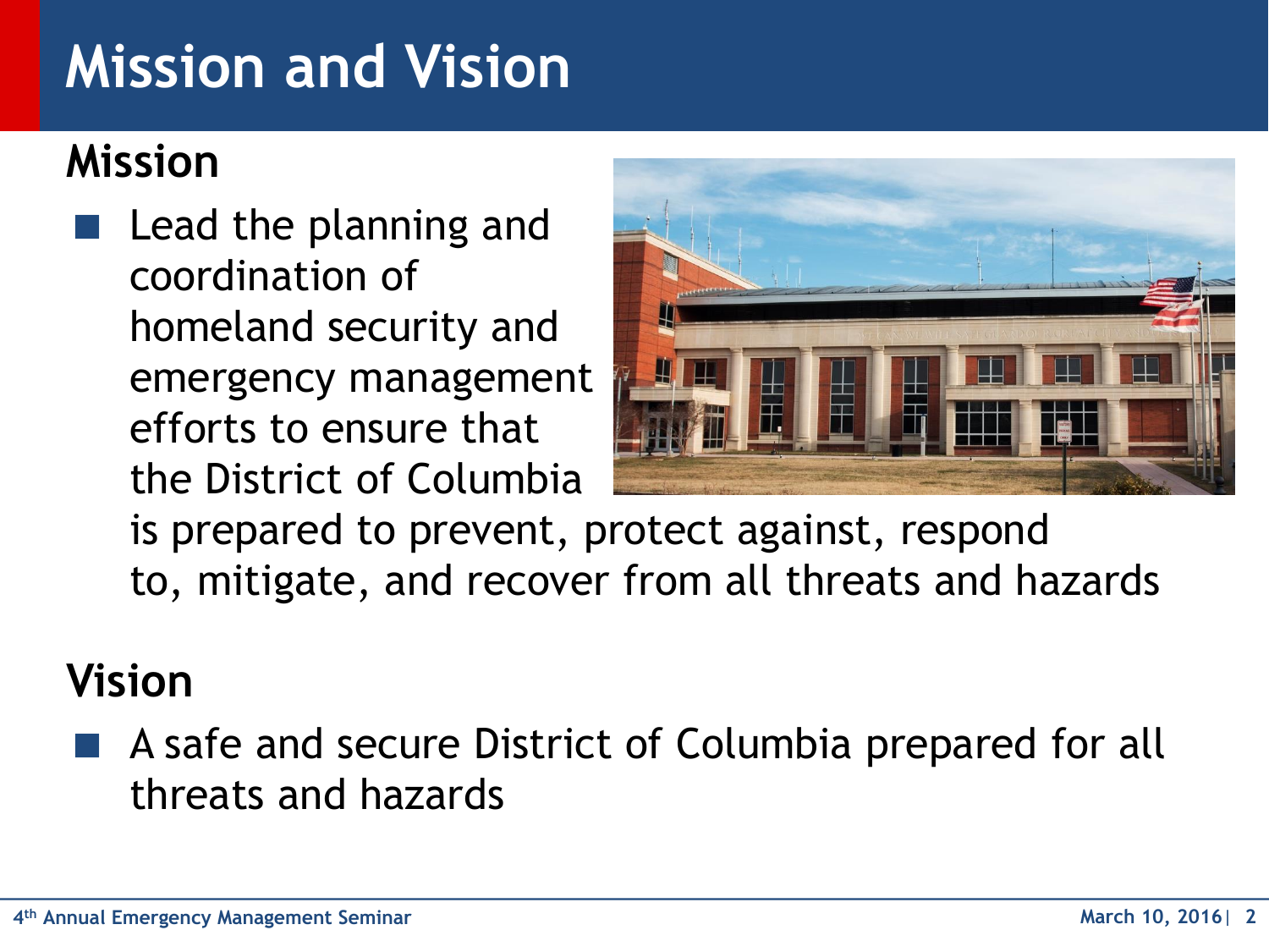# Mission and Vision

## Mission

- Lead the planning and coordination of homeland security and emergency management efforts to ensure that the District of Columbia is prepared to prevent, protect against, respond to, mitigate, and recover from all threats and hazards

## Vision

- A safe and secure District of Columbia prepared for all threats and hazards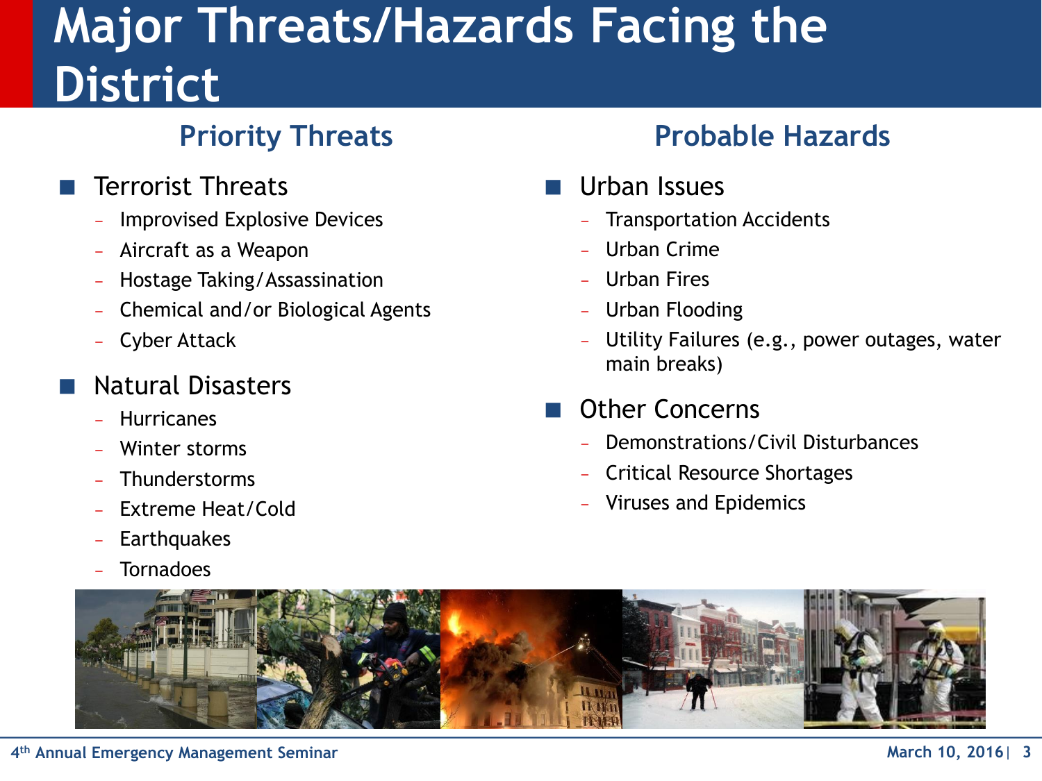# Major Threats/Hazards Facing the District

## Priority Threats

- Terrorist Threats
  - Improvised Explosive Devices
  - Aircraft as a Weapon
  - Hostage Taking/Assassination
  - Chemical and/or Biological Agents
  - Cyber Attack
- Natural Disasters
  - Hurricanes
  - Winter storms
  - Thunderstorms
  - Extreme Heat/Cold
  - Earthquakes
  - Tornadoes

## Probable Hazards

- Urban Issues
  - Transportation Accidents
  - Urban Crime
  - Urban Fires
  - Urban Flooding
  - Utility Failures (e.g., power outages, water main breaks)
- Other Concerns
  - Demonstrations/Civil Disturbances
  - Critical Resource Shortages
  - Viruses and Epidemics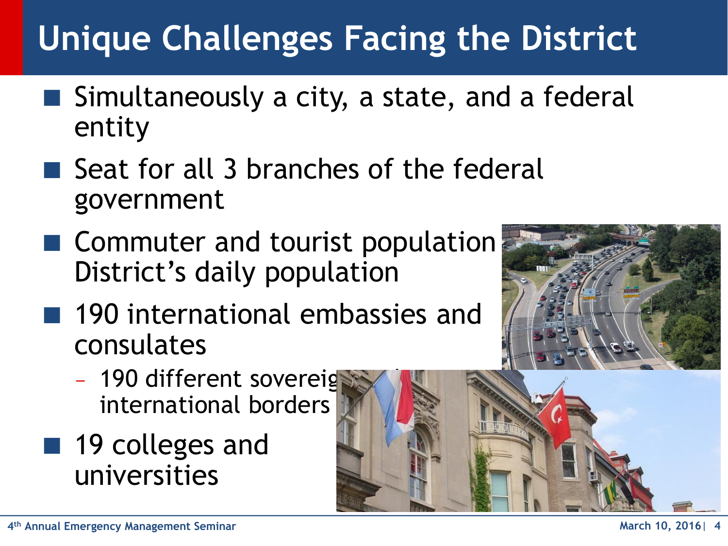# Unique Challenges Facing the District

- Simultaneously a city, a state, and a federal entity
- Seat for all 3 branches of the federal government
- Commuter and tourist population District's daily population
- 190 international embassies and consulates
  - 190 different sovereig international borders
- 19 colleges and universities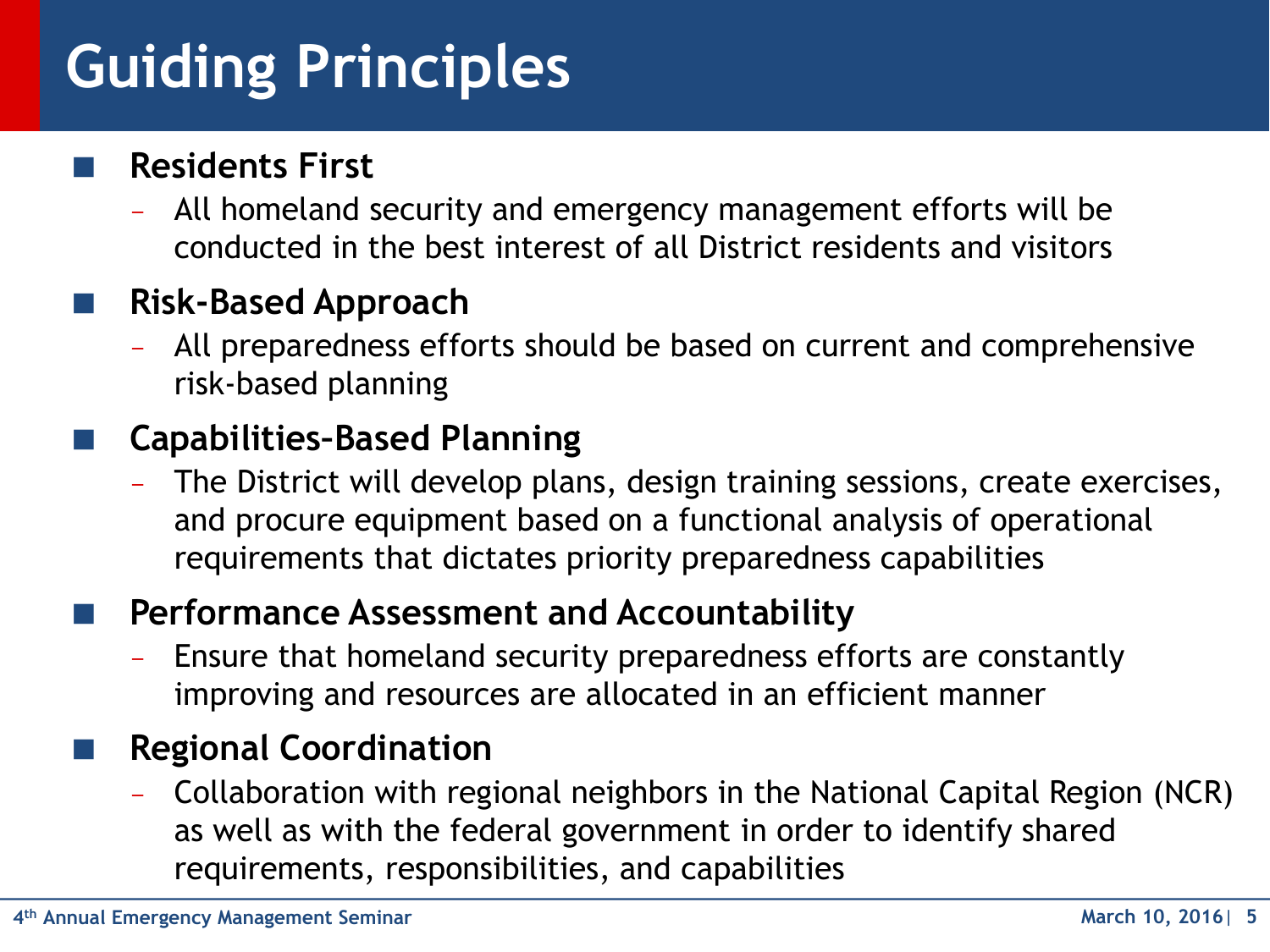# Guiding Principles

- **Residents First**
  - All homeland security and emergency management efforts will be conducted in the best interest of all District residents and visitors
- **Risk-Based Approach**
  - All preparedness efforts should be based on current and comprehensive risk-based planning
- **Capabilities-Based Planning**
  - The District will develop plans, design training sessions, create exercises, and procure equipment based on a functional analysis of operational requirements that dictates priority preparedness capabilities
- **Performance Assessment and Accountability**
  - Ensure that homeland security preparedness efforts are constantly improving and resources are allocated in an efficient manner
- **Regional Coordination**
  - Collaboration with regional neighbors in the National Capital Region (NCR) as well as with the federal government in order to identify shared requirements, responsibilities, and capabilities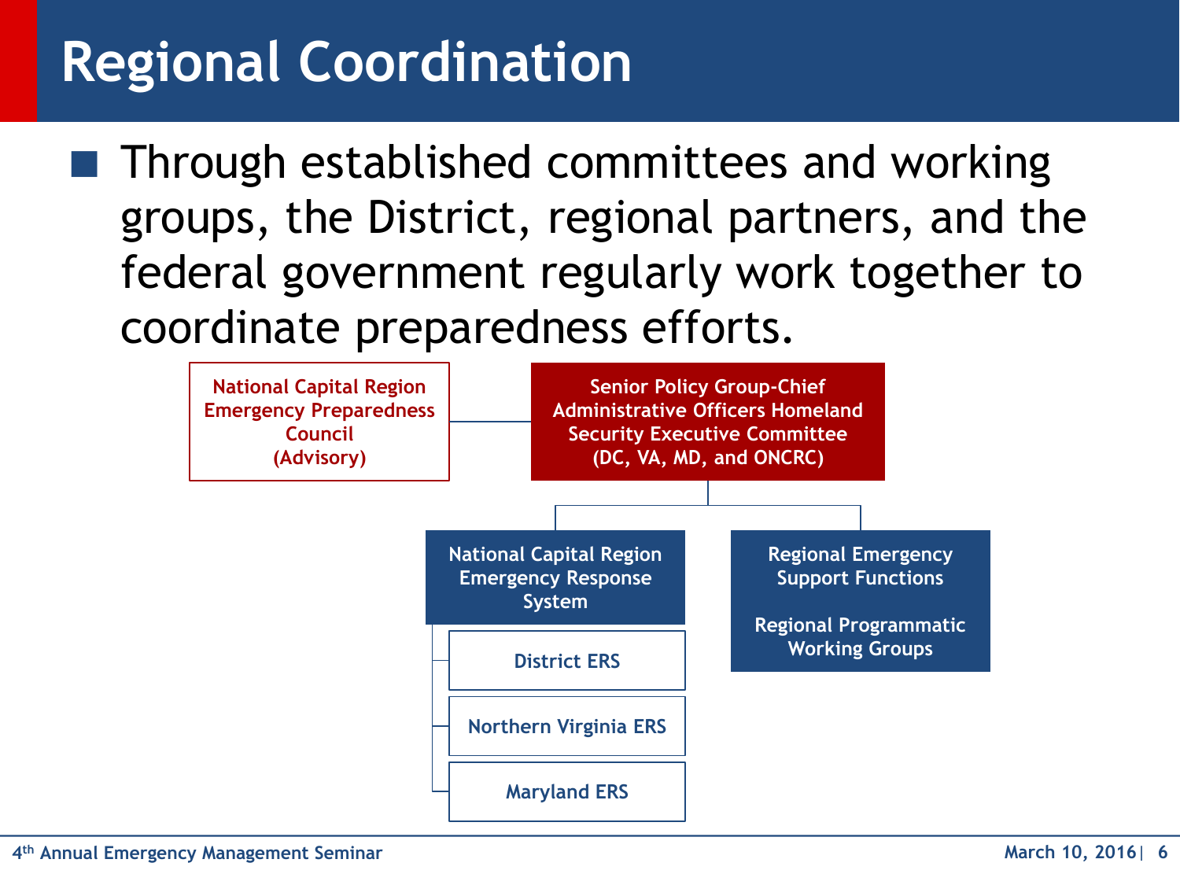# Regional Coordination

- Through established committees and working groups, the District, regional partners, and the federal government regularly work together to coordinate preparedness efforts.

- National Capital Region Emergency Preparedness Council (Advisory)
- Senior Policy Group-Chief Administrative Officers Homeland Security Executive Committee (DC, VA, MD, and ONCRC)
  - National Capital Region Emergency Response System
    - District ERS
    - Northern Virginia ERS
    - Maryland ERS
  - Regional Emergency Support Functions

    Regional Programmatic Working Groups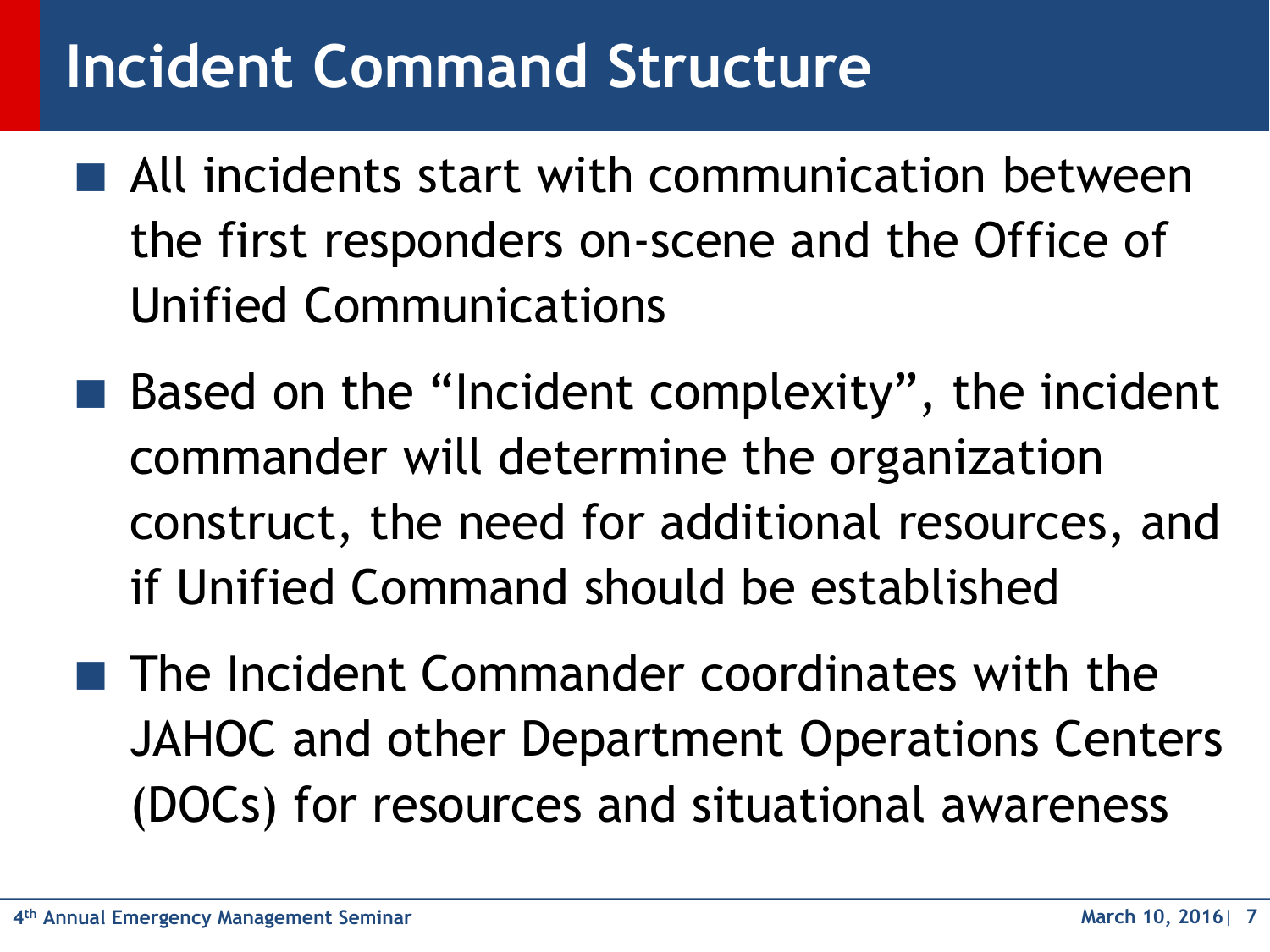# Incident Command Structure

- All incidents start with communication between the first responders on-scene and the Office of Unified Communications
- Based on the “Incident complexity”, the incident commander will determine the organization construct, the need for additional resources, and if Unified Command should be established
- The Incident Commander coordinates with the JAHOC and other Department Operations Centers (DOCs) for resources and situational awareness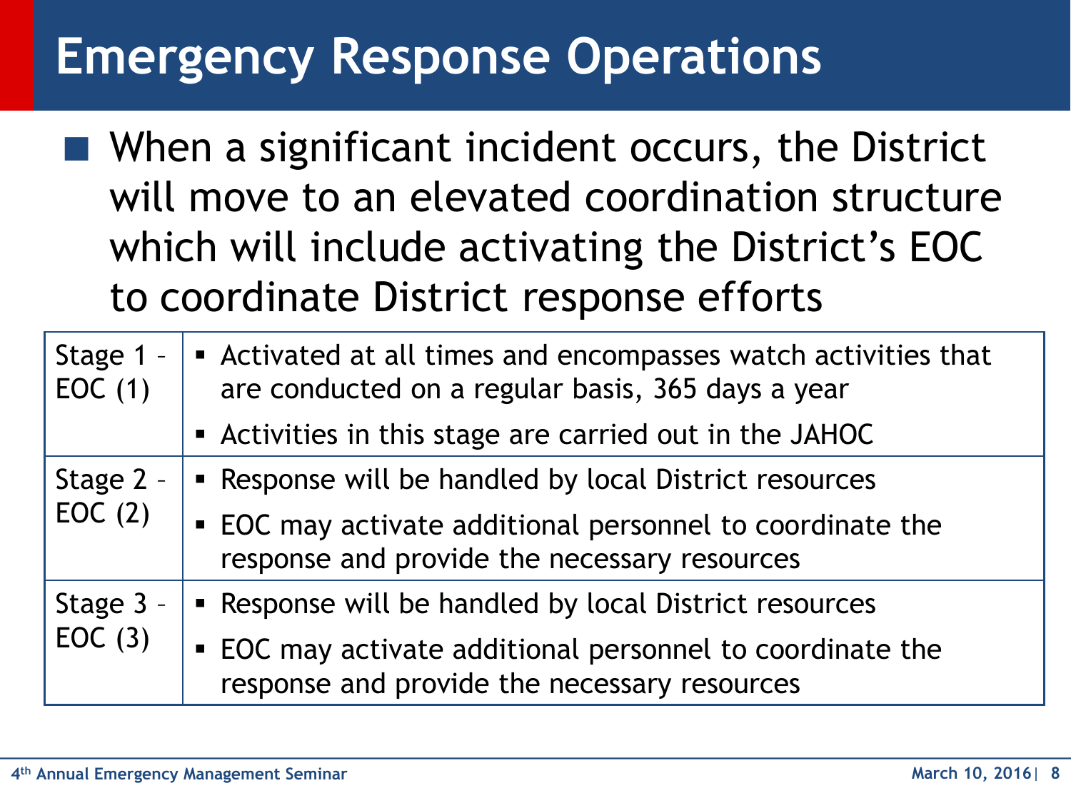# Emergency Response Operations

- When a significant incident occurs, the District will move to an elevated coordination structure which will include activating the District's EOC to coordinate District response efforts

| Stage | Description |
|---|---|
| Stage 1 – EOC (1) | ▪ Activated at all times and encompasses watch activities that are conducted on a regular basis, 365 days a year<br>▪ Activities in this stage are carried out in the JAHOC |
| Stage 2 – EOC (2) | ▪ Response will be handled by local District resources<br>▪ EOC may activate additional personnel to coordinate the response and provide the necessary resources |
| Stage 3 – EOC (3) | ▪ Response will be handled by local District resources<br>▪ EOC may activate additional personnel to coordinate the response and provide the necessary resources |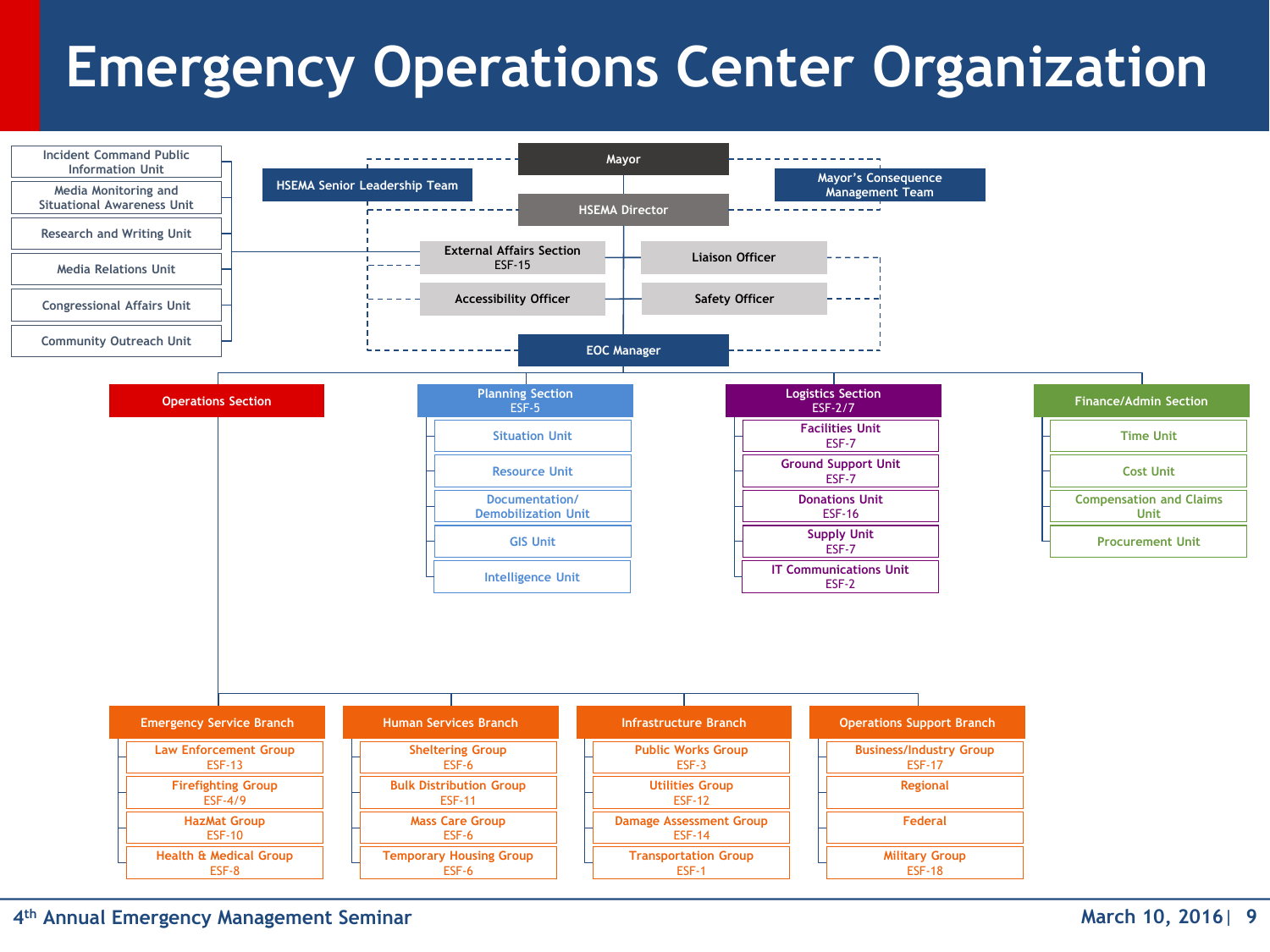# Emergency Operations Center Organization

- **Mayor**
  - HSEMA Senior Leadership Team
  - Mayor's Consequence Management Team
- **HSEMA Director**
  - External Affairs Section ESF-15
    - Incident Command Public Information Unit
    - Media Monitoring and Situational Awareness Unit
    - Research and Writing Unit
    - Media Relations Unit
    - Congressional Affairs Unit
    - Community Outreach Unit
  - Liaison Officer
  - Accessibility Officer
  - Safety Officer
- **EOC Manager**

## Operations Section

**Emergency Service Branch**
- Law Enforcement Group ESF-13
- Firefighting Group ESF-4/9
- HazMat Group ESF-10
- Health & Medical Group ESF-8

**Human Services Branch**
- Sheltering Group ESF-6
- Bulk Distribution Group ESF-11
- Mass Care Group ESF-6
- Temporary Housing Group ESF-6

**Infrastructure Branch**
- Public Works Group ESF-3
- Utilities Group ESF-12
- Damage Assessment Group ESF-14
- Transportation Group ESF-1

**Operations Support Branch**
- Business/Industry Group ESF-17
- Regional
- Federal
- Military Group ESF-18

## Planning Section ESF-5
- Situation Unit
- Resource Unit
- Documentation/ Demobilization Unit
- GIS Unit
- Intelligence Unit

## Logistics Section ESF-2/7
- Facilities Unit ESF-7
- Ground Support Unit ESF-7
- Donations Unit ESF-16
- Supply Unit ESF-7
- IT Communications Unit ESF-2

## Finance/Admin Section
- Time Unit
- Cost Unit
- Compensation and Claims Unit
- Procurement Unit

4th Annual Emergency Management Seminar — March 10, 2016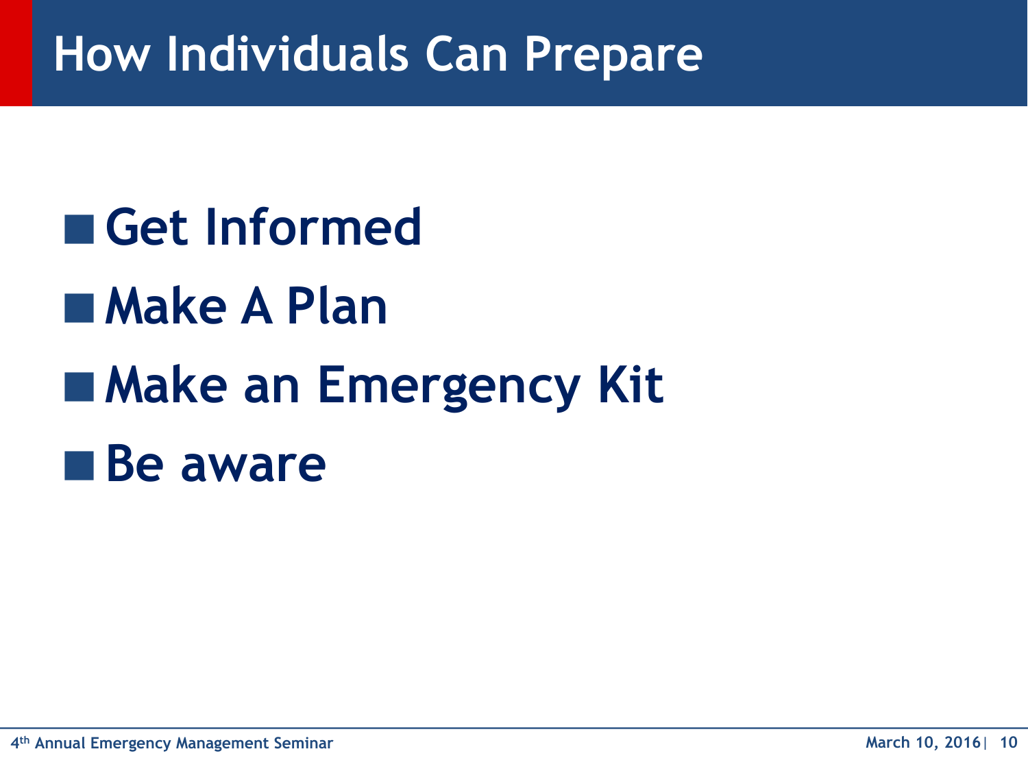# How Individuals Can Prepare

- **Get Informed**
- **Make A Plan**
- **Make an Emergency Kit**
- **Be aware**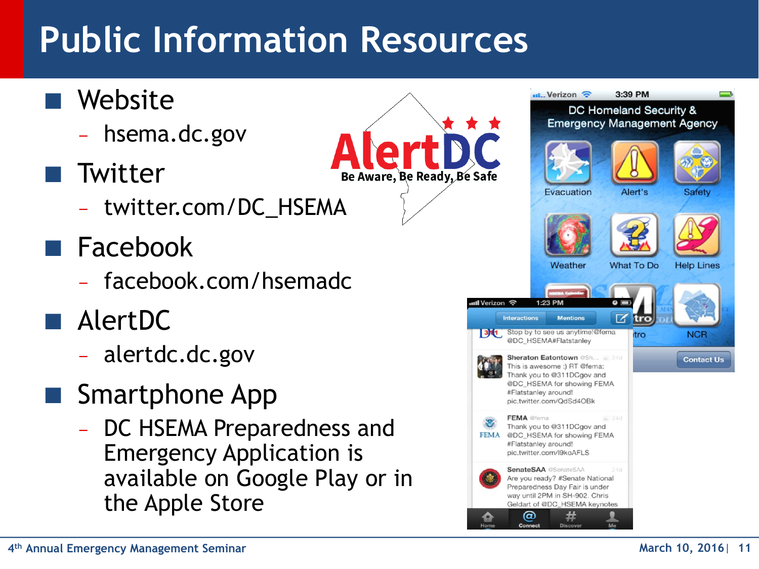# Public Information Resources

- Website
  - hsema.dc.gov
- Twitter
  - twitter.com/DC_HSEMA
- Facebook
  - facebook.com/hsemadc
- AlertDC
  - alertdc.dc.gov
- Smartphone App
  - DC HSEMA Preparedness and Emergency Application is available on Google Play or in the Apple Store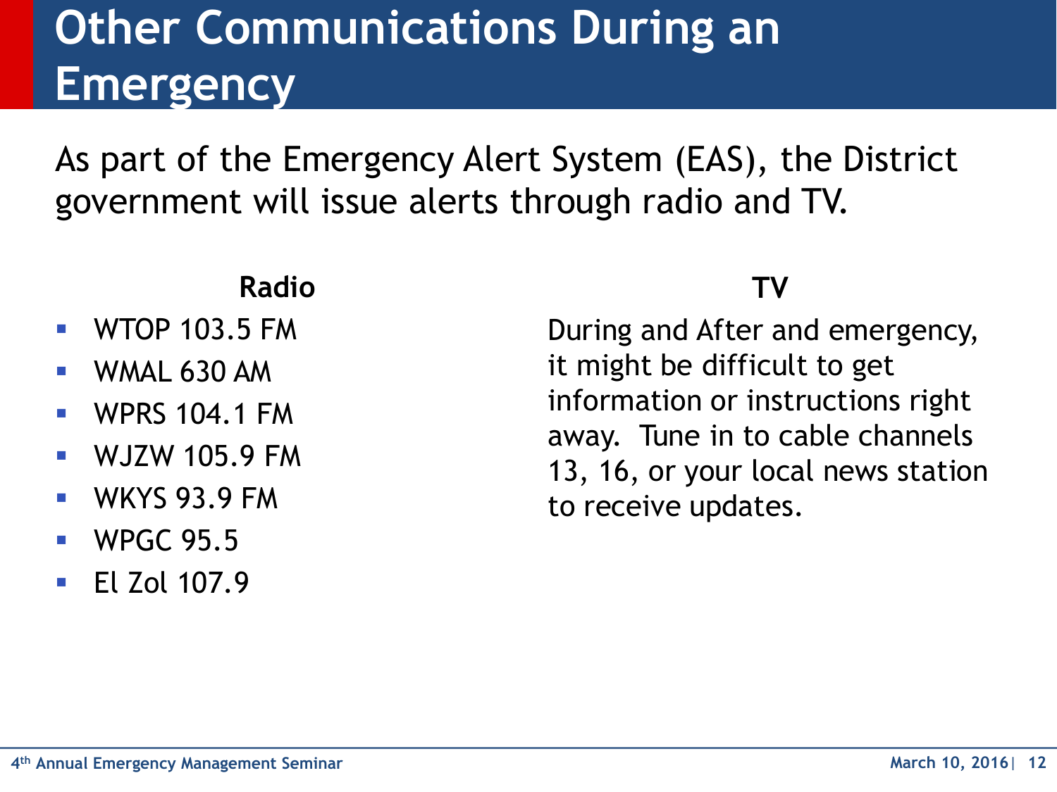# Other Communications During an Emergency

As part of the Emergency Alert System (EAS), the District government will issue alerts through radio and TV.

**Radio**

- WTOP 103.5 FM
- WMAL 630 AM
- WPRS 104.1 FM
- WJZW 105.9 FM
- WKYS 93.9 FM
- WPGC 95.5
- El Zol 107.9

**TV**

During and After and emergency, it might be difficult to get information or instructions right away. Tune in to cable channels 13, 16, or your local news station to receive updates.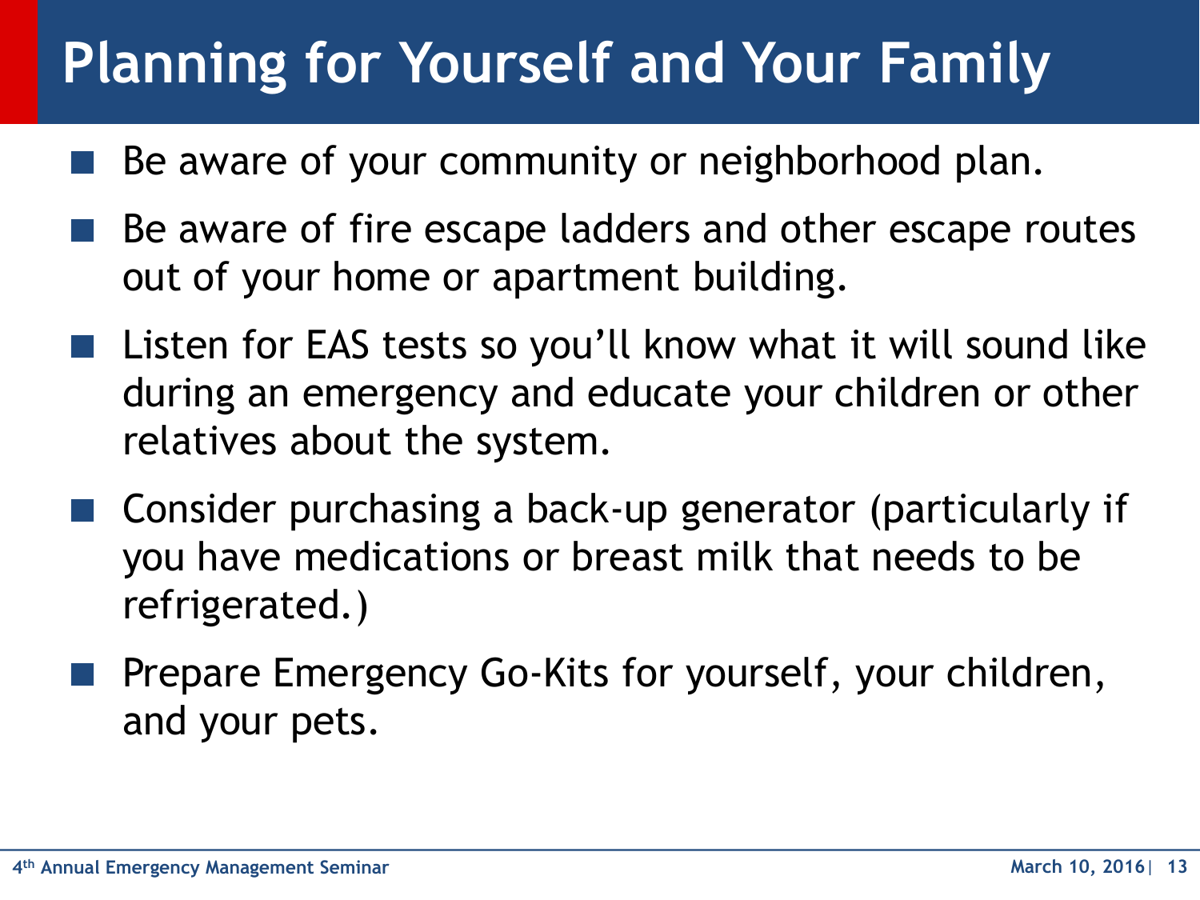# Planning for Yourself and Your Family

- Be aware of your community or neighborhood plan.
- Be aware of fire escape ladders and other escape routes out of your home or apartment building.
- Listen for EAS tests so you'll know what it will sound like during an emergency and educate your children or other relatives about the system.
- Consider purchasing a back-up generator (particularly if you have medications or breast milk that needs to be refrigerated.)
- Prepare Emergency Go-Kits for yourself, your children, and your pets.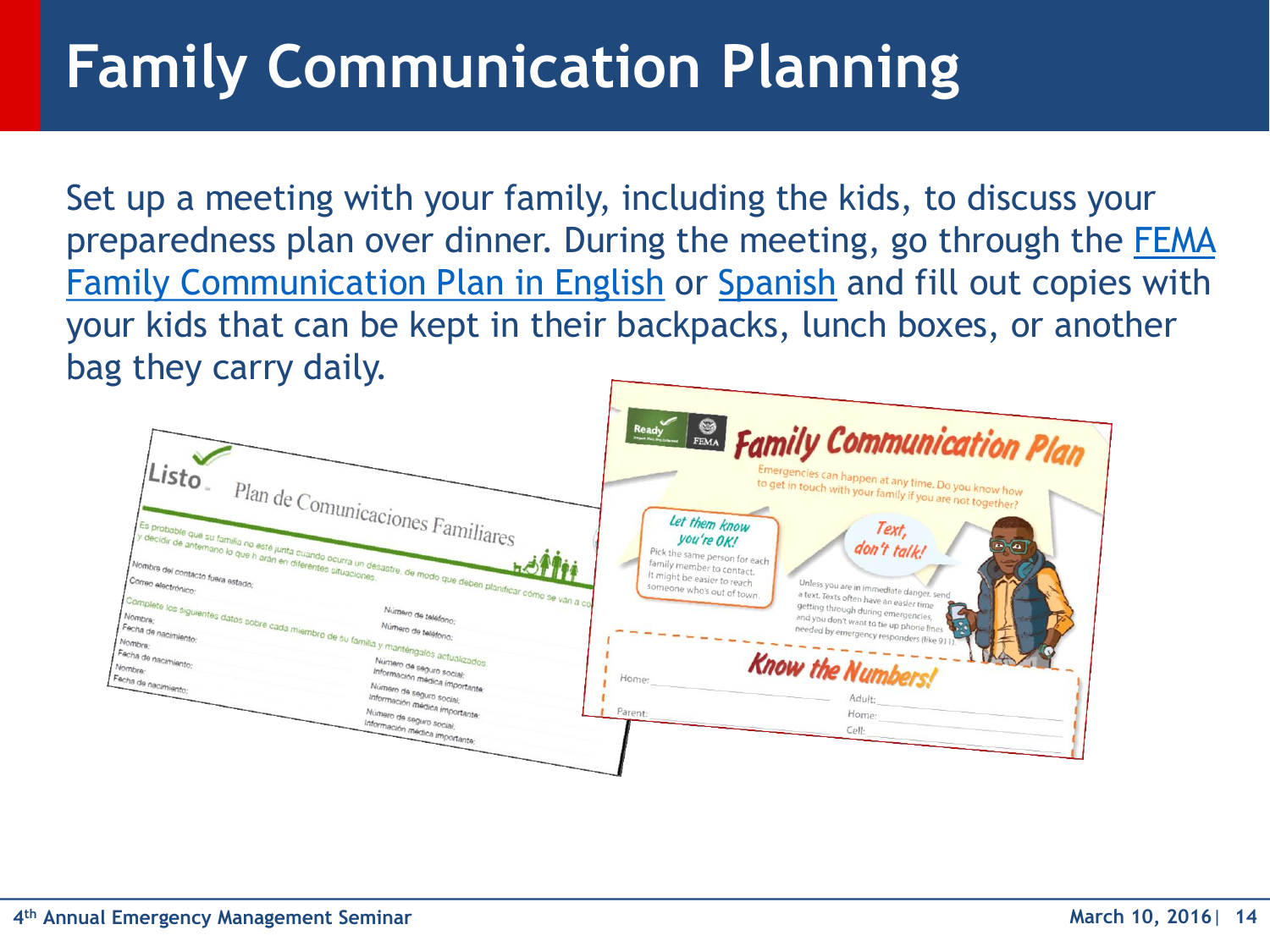# Family Communication Planning

Set up a meeting with your family, including the kids, to discuss your preparedness plan over dinner. During the meeting, go through the FEMA Family Communication Plan in English or Spanish and fill out copies with your kids that can be kept in their backpacks, lunch boxes, or another bag they carry daily.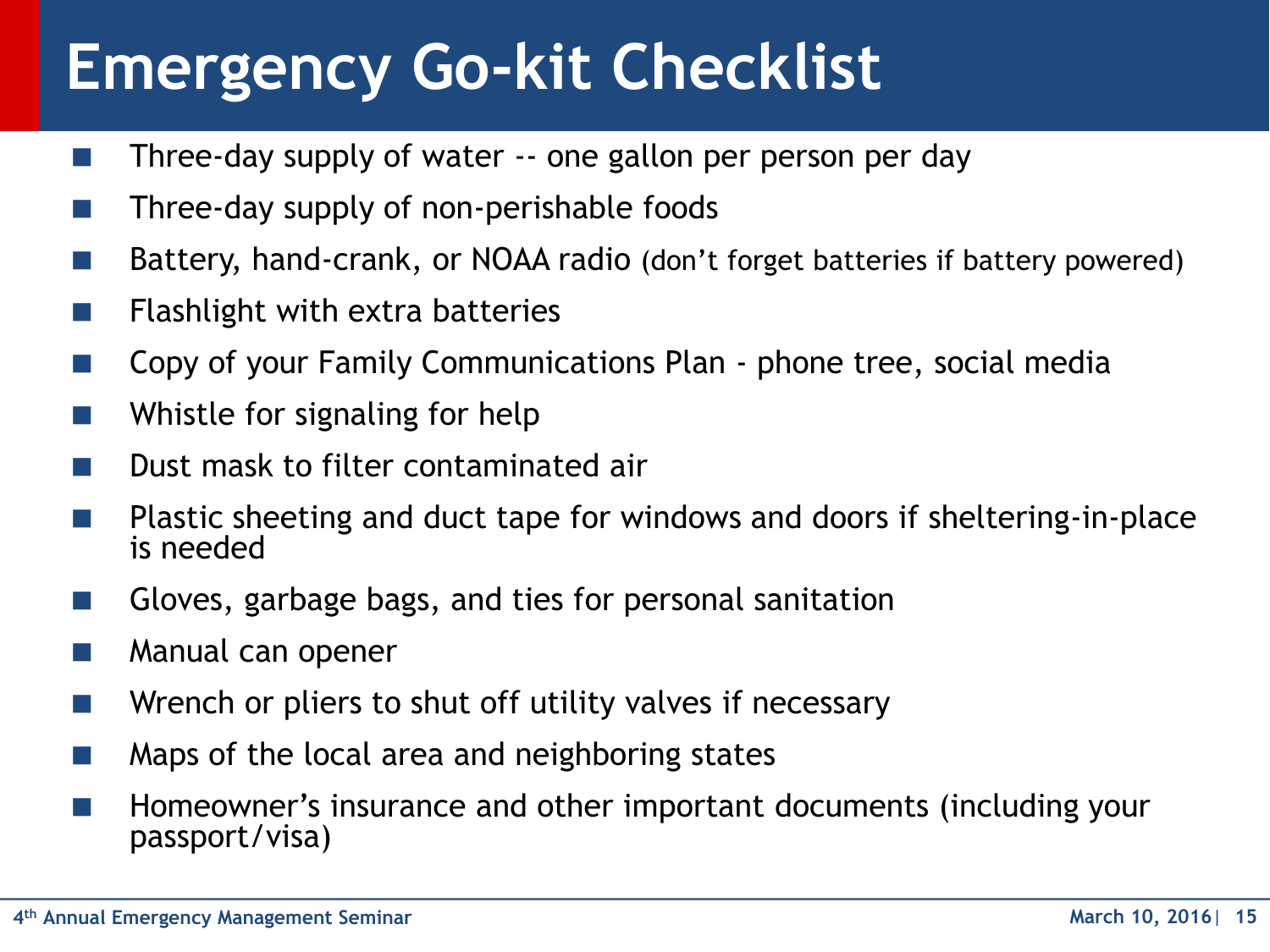# Emergency Go-kit Checklist

- Three-day supply of water -- one gallon per person per day
- Three-day supply of non-perishable foods
- Battery, hand-crank, or NOAA radio (don't forget batteries if battery powered)
- Flashlight with extra batteries
- Copy of your Family Communications Plan - phone tree, social media
- Whistle for signaling for help
- Dust mask to filter contaminated air
- Plastic sheeting and duct tape for windows and doors if sheltering-in-place is needed
- Gloves, garbage bags, and ties for personal sanitation
- Manual can opener
- Wrench or pliers to shut off utility valves if necessary
- Maps of the local area and neighboring states
- Homeowner's insurance and other important documents (including your passport/visa)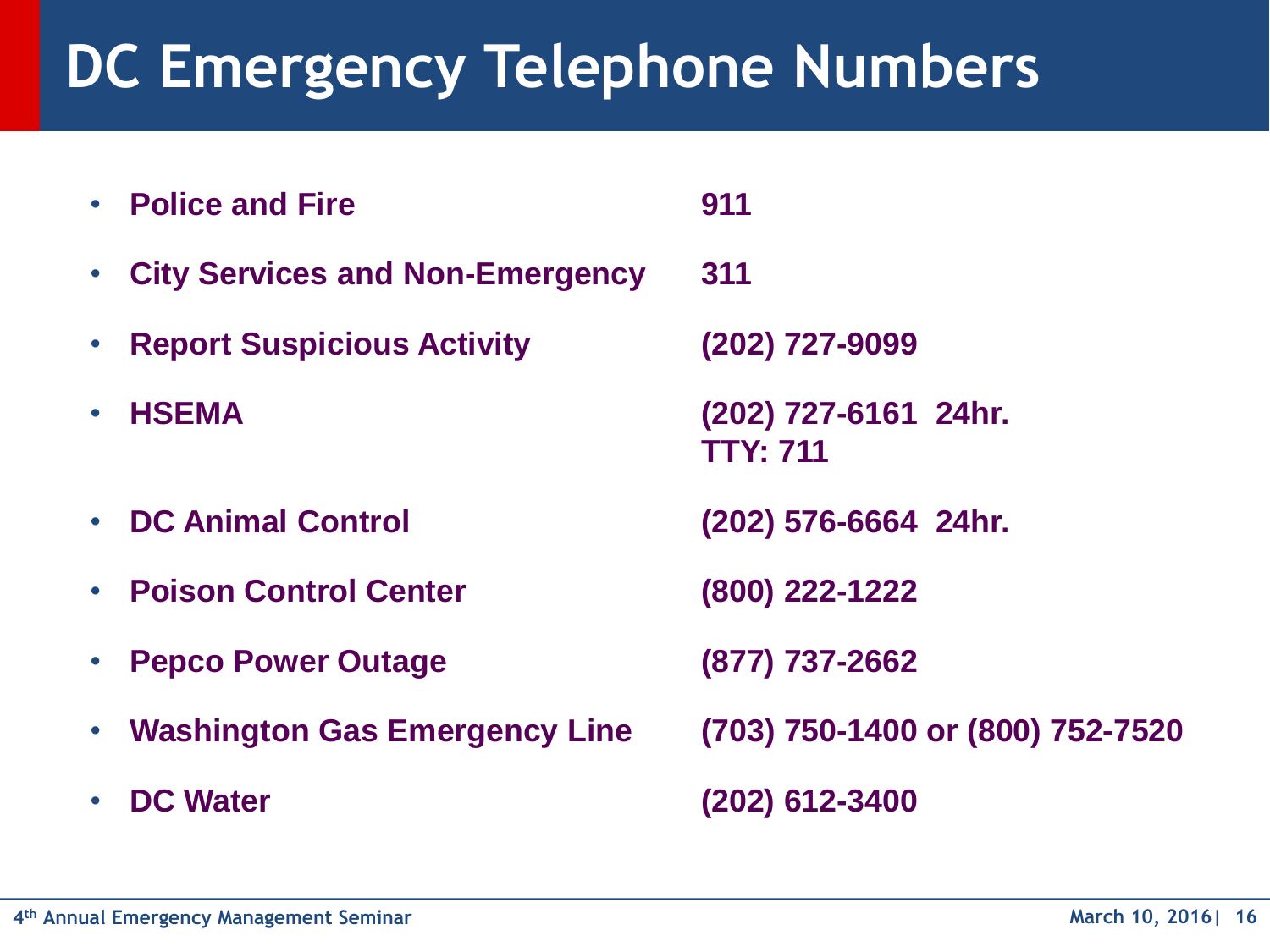# DC Emergency Telephone Numbers

- **Police and Fire** — **911**
- **City Services and Non-Emergency** — **311**
- **Report Suspicious Activity** — **(202) 727-9099**
- **HSEMA** — **(202) 727-6161 24hr.**  
  **TTY: 711**
- **DC Animal Control** — **(202) 576-6664 24hr.**
- **Poison Control Center** — **(800) 222-1222**
- **Pepco Power Outage** — **(877) 737-2662**
- **Washington Gas Emergency Line** — **(703) 750-1400 or (800) 752-7520**
- **DC Water** — **(202) 612-3400**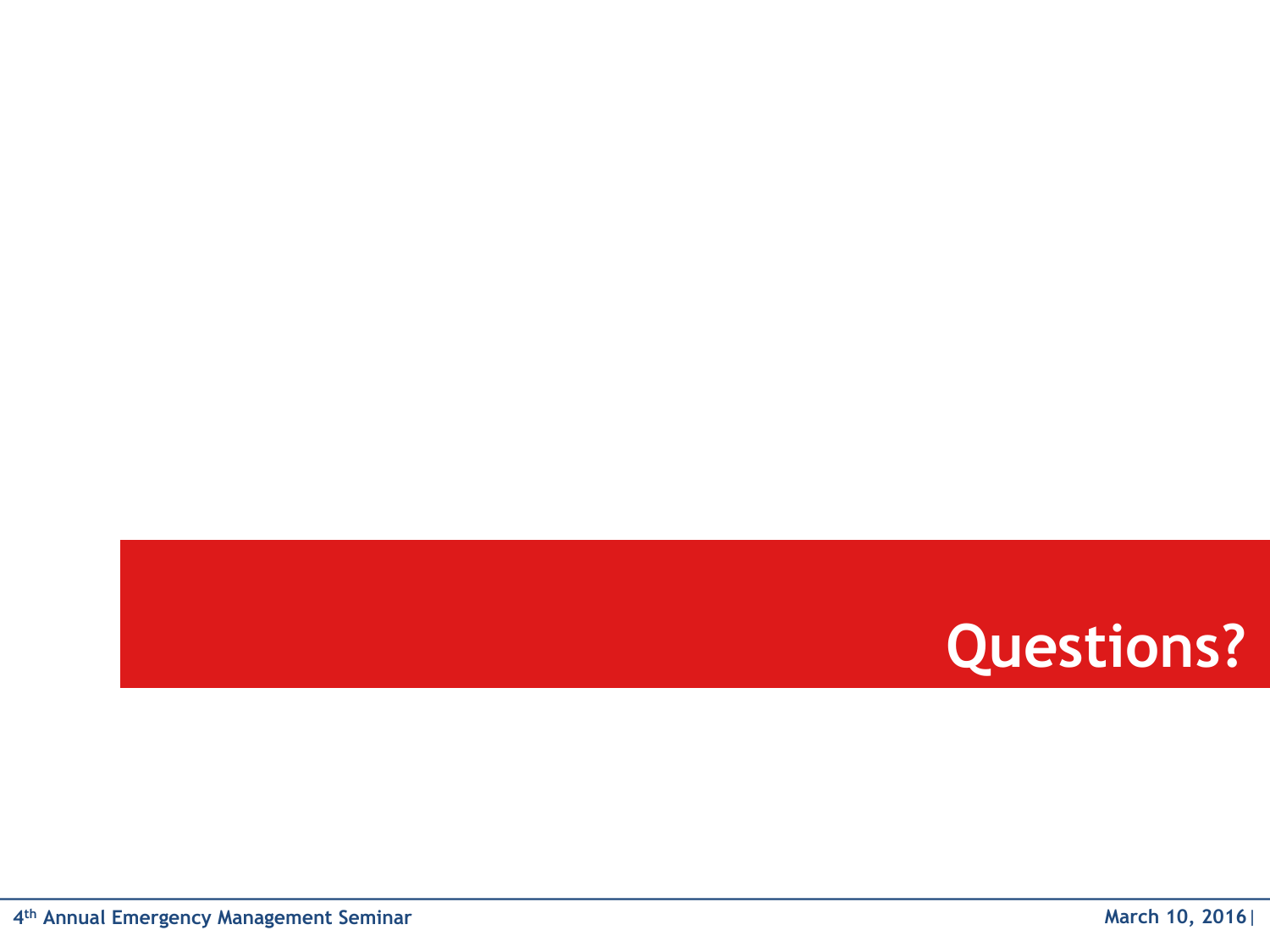# Questions?